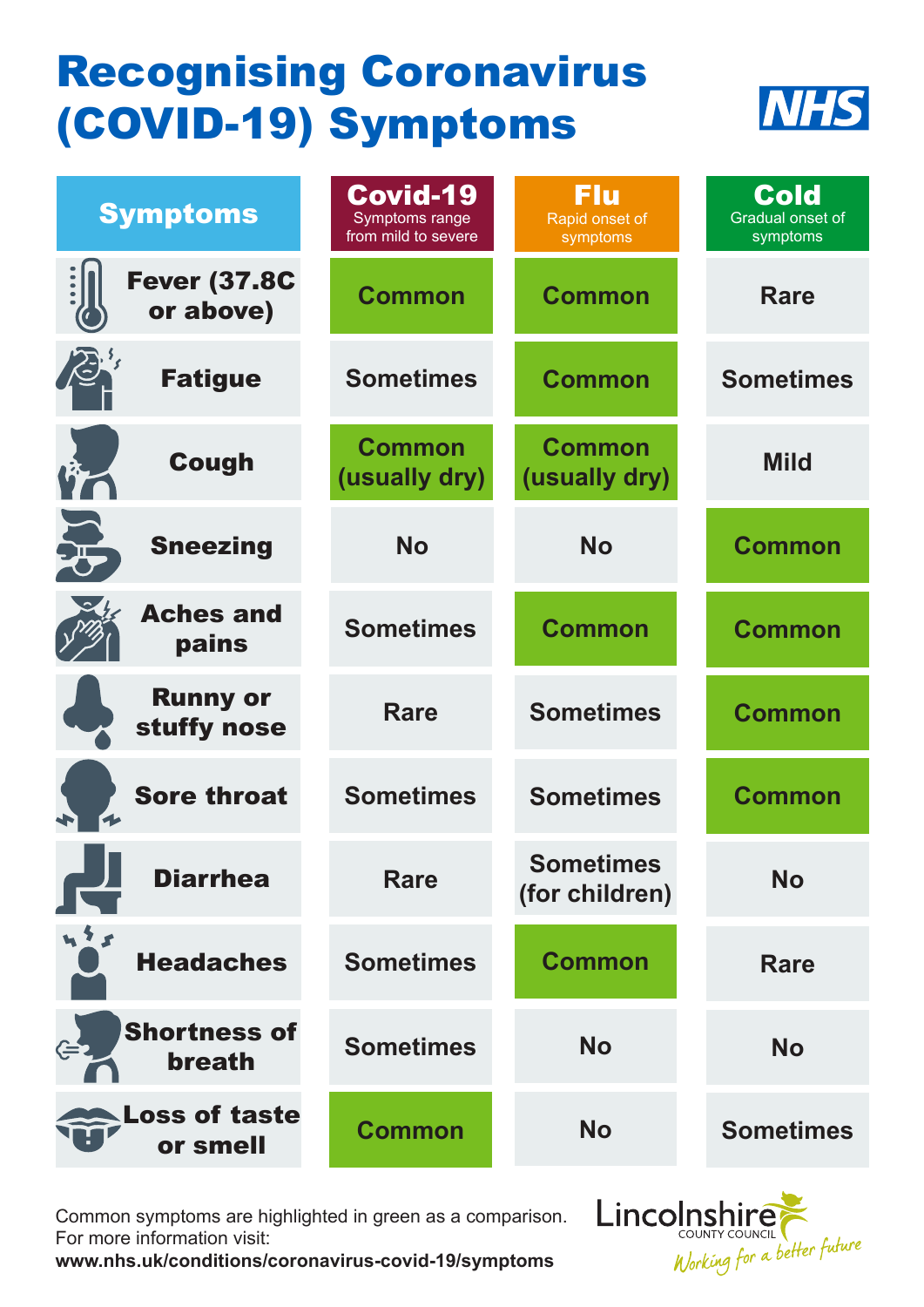# Recognising Coronavirus (COVID-19) Symptoms

NHS

| Symptoms | Covid-19<br>Symptoms range from mild to severe | Flu<br>Rapid onset of symptoms | Cold<br>Gradual onset of symptoms |
|---|---|---|---|
| Fever (37.8C or above) | Common | Common | Rare |
| Fatigue | Sometimes | Common | Sometimes |
| Cough | Common (usually dry) | Common (usually dry) | Mild |
| Sneezing | No | No | Common |
| Aches and pains | Sometimes | Common | Common |
| Runny or stuffy nose | Rare | Sometimes | Common |
| Sore throat | Sometimes | Sometimes | Common |
| Diarrhea | Rare | Sometimes (for children) | No |
| Headaches | Sometimes | Common | Rare |
| Shortness of breath | Sometimes | No | No |
| Loss of taste or smell | Common | No | Sometimes |

Common symptoms are highlighted in green as a comparison.
For more information visit:
**www.nhs.uk/conditions/coronavirus-covid-19/symptoms**

Lincolnshire COUNTY COUNCIL
*Working for a better future*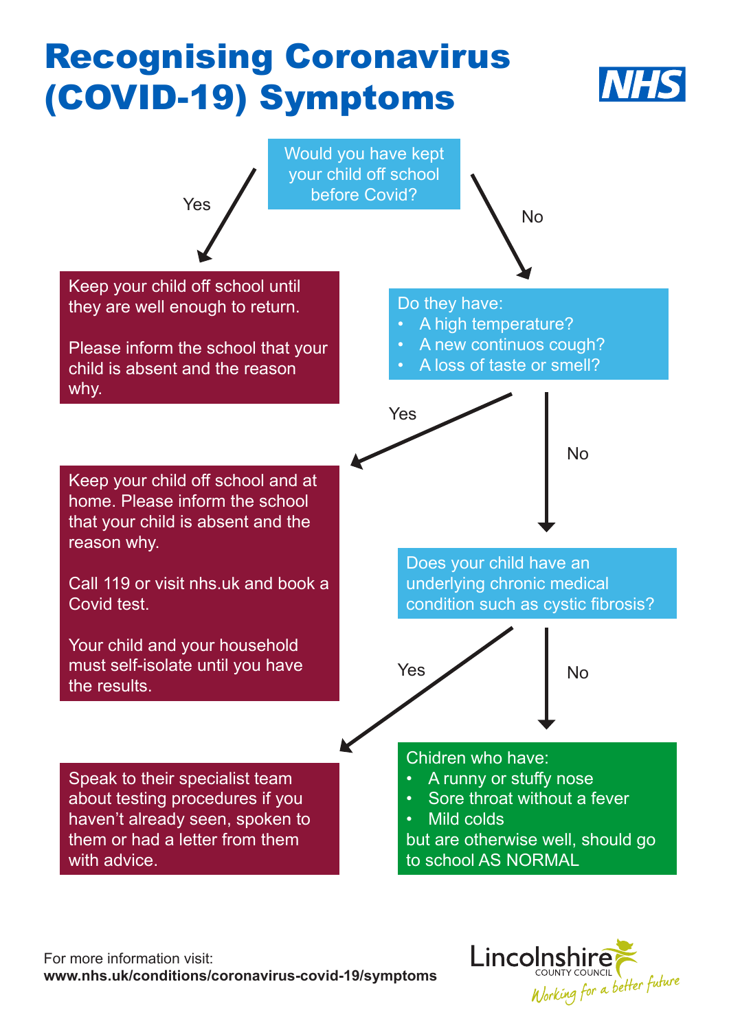# Recognising Coronavirus (COVID-19) Symptoms

NHS

Would you have kept your child off school before Covid?

Yes

Keep your child off school until they are well enough to return.

Please inform the school that your child is absent and the reason why.

No

Do they have:

- A high temperature?
- A new continuos cough?
- A loss of taste or smell?

Yes

Keep your child off school and at home. Please inform the school that your child is absent and the reason why.

Call 119 or visit nhs.uk and book a Covid test.

Your child and your household must self-isolate until you have the results.

No

Does your child have an underlying chronic medical condition such as cystic fibrosis?

Yes

Speak to their specialist team about testing procedures if you haven't already seen, spoken to them or had a letter from them with advice.

No

Chidren who have:

- A runny or stuffy nose
- Sore throat without a fever
- Mild colds

but are otherwise well, should go to school AS NORMAL

For more information visit:
**www.nhs.uk/conditions/coronavirus-covid-19/symptoms**

Lincolnshire COUNTY COUNCIL
*Working for a better future*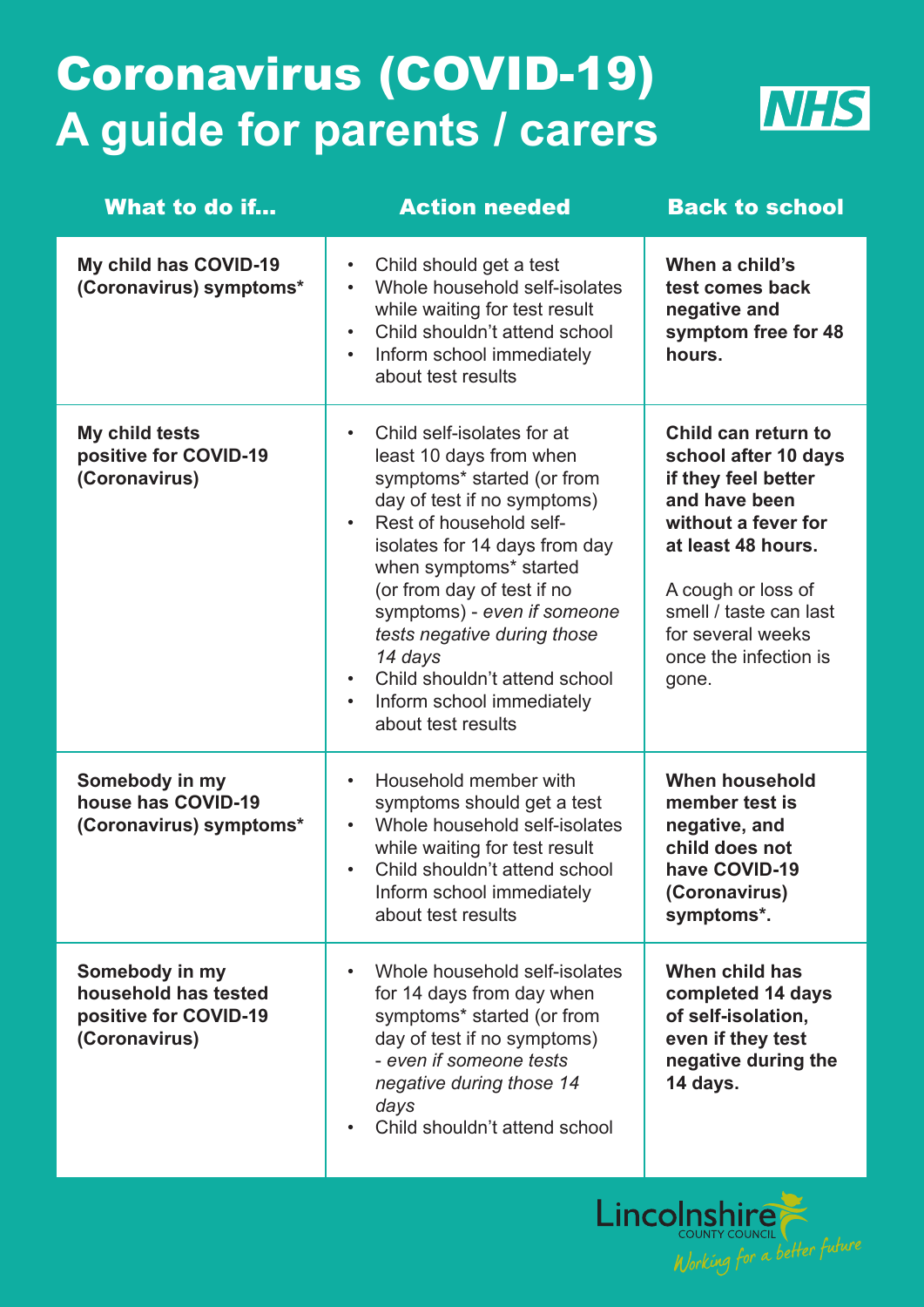# Coronavirus (COVID-19) A guide for parents / carers

NHS

| What to do if... | Action needed | Back to school |
|---|---|---|
| **My child has COVID-19 (Coronavirus) symptoms*** | • Child should get a test<br>• Whole household self-isolates while waiting for test result<br>• Child shouldn't attend school<br>• Inform school immediately about test results | **When a child's test comes back negative and symptom free for 48 hours.** |
| **My child tests positive for COVID-19 (Coronavirus)** | • Child self-isolates for at least 10 days from when symptoms* started (or from day of test if no symptoms)<br>• Rest of household self-isolates for 14 days from day when symptoms* started (or from day of test if no symptoms) - *even if someone tests negative during those 14 days*<br>• Child shouldn't attend school<br>• Inform school immediately about test results | **Child can return to school after 10 days if they feel better and have been without a fever for at least 48 hours.**<br><br>A cough or loss of smell / taste can last for several weeks once the infection is gone. |
| **Somebody in my house has COVID-19 (Coronavirus) symptoms*** | • Household member with symptoms should get a test<br>• Whole household self-isolates while waiting for test result<br>• Child shouldn't attend school Inform school immediately about test results | **When household member test is negative, and child does not have COVID-19 (Coronavirus) symptoms*.** |
| **Somebody in my household has tested positive for COVID-19 (Coronavirus)** | • Whole household self-isolates for 14 days from day when symptoms* started (or from day of test if no symptoms) - *even if someone tests negative during those 14 days*<br>• Child shouldn't attend school | **When child has completed 14 days of self-isolation, even if they test negative during the 14 days.** |

Lincolnshire County Council

*Working for a better future*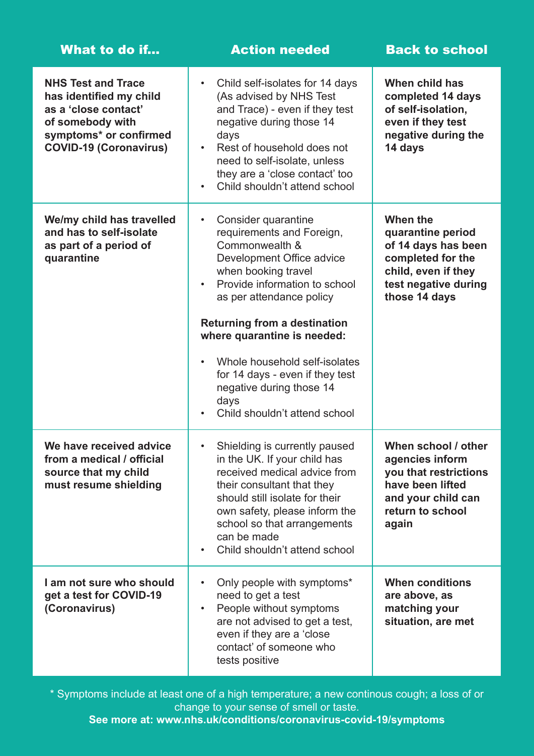| What to do if... | Action needed | Back to school |
|---|---|---|
| **NHS Test and Trace has identified my child as a 'close contact' of somebody with symptoms* or confirmed COVID-19 (Coronavirus)** | • Child self-isolates for 14 days (As advised by NHS Test and Trace) - even if they test negative during those 14 days<br>• Rest of household does not need to self-isolate, unless they are a 'close contact' too<br>• Child shouldn't attend school | **When child has completed 14 days of self-isolation, even if they test negative during the 14 days** |
| **We/my child has travelled and has to self-isolate as part of a period of quarantine** | • Consider quarantine requirements and Foreign, Commonwealth & Development Office advice when booking travel<br>• Provide information to school as per attendance policy<br><br>**Returning from a destination where quarantine is needed:**<br><br>• Whole household self-isolates for 14 days - even if they test negative during those 14 days<br>• Child shouldn't attend school | **When the quarantine period of 14 days has been completed for the child, even if they test negative during those 14 days** |
| **We have received advice from a medical / official source that my child must resume shielding** | • Shielding is currently paused in the UK. If your child has received medical advice from their consultant that they should still isolate for their own safety, please inform the school so that arrangements can be made<br>• Child shouldn't attend school | **When school / other agencies inform you that restrictions have been lifted and your child can return to school again** |
| **I am not sure who should get a test for COVID-19 (Coronavirus)** | • Only people with symptoms* need to get a test<br>• People without symptoms are not advised to get a test, even if they are a 'close contact' of someone who tests positive | **When conditions are above, as matching your situation, are met** |

* Symptoms include at least one of a high temperature; a new continous cough; a loss of or change to your sense of smell or taste.

**See more at: www.nhs.uk/conditions/coronavirus-covid-19/symptoms**